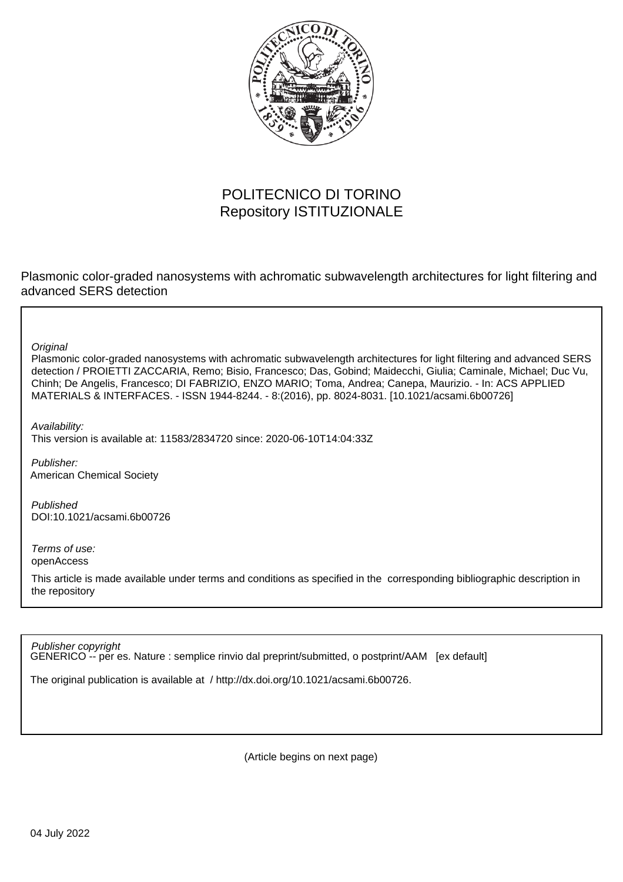POLITECNICO DI TORINO
Repository ISTITUZIONALE

Plasmonic color-graded nanosystems with achromatic subwavelength architectures for light filtering and advanced SERS detection

*Original*

Plasmonic color-graded nanosystems with achromatic subwavelength architectures for light filtering and advanced SERS detection / PROIETTI ZACCARIA, Remo; Bisio, Francesco; Das, Gobind; Maidecchi, Giulia; Caminale, Michael; Duc Vu, Chinh; De Angelis, Francesco; DI FABRIZIO, ENZO MARIO; Toma, Andrea; Canepa, Maurizio. - In: ACS APPLIED MATERIALS & INTERFACES. - ISSN 1944-8244. - 8:(2016), pp. 8024-8031. [10.1021/acsami.6b00726]

*Availability:*

This version is available at: 11583/2834720 since: 2020-06-10T14:04:33Z

*Publisher:*

American Chemical Society

*Published*

DOI:10.1021/acsami.6b00726

*Terms of use:*

openAccess

This article is made available under terms and conditions as specified in the corresponding bibliographic description in the repository

*Publisher copyright*

GENERICO -- per es. Nature : semplice rinvio dal preprint/submitted, o postprint/AAM [ex default]

The original publication is available at / http://dx.doi.org/10.1021/acsami.6b00726.

(Article begins on next page)

04 July 2022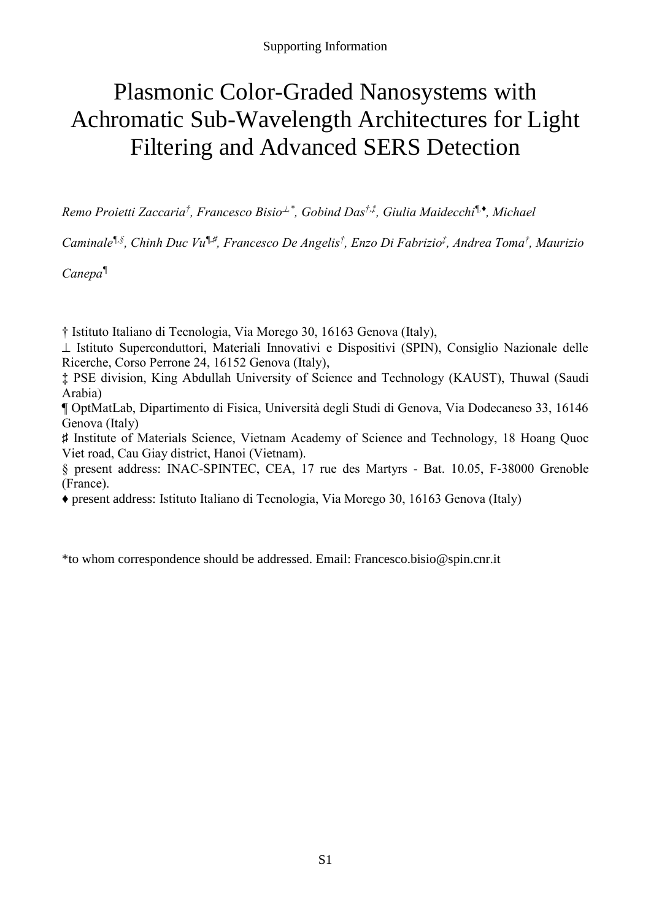Supporting Information

# Plasmonic Color-Graded Nanosystems with Achromatic Sub-Wavelength Architectures for Light Filtering and Advanced SERS Detection

*Remo Proietti Zaccaria[†], Francesco Bisio[⊥,*], Gobind Das[†,‡], Giulia Maidecchi[¶,♦], Michael Caminale[¶,§], Chinh Duc Vu[¶,♯], Francesco De Angelis[†], Enzo Di Fabrizio[‡], Andrea Toma[†], Maurizio Canepa[¶]*

† Istituto Italiano di Tecnologia, Via Morego 30, 16163 Genova (Italy),

⊥ Istituto Superconduttori, Materiali Innovativi e Dispositivi (SPIN), Consiglio Nazionale delle Ricerche, Corso Perrone 24, 16152 Genova (Italy),

‡ PSE division, King Abdullah University of Science and Technology (KAUST), Thuwal (Saudi Arabia)

¶ OptMatLab, Dipartimento di Fisica, Università degli Studi di Genova, Via Dodecaneso 33, 16146 Genova (Italy)

♯ Institute of Materials Science, Vietnam Academy of Science and Technology, 18 Hoang Quoc Viet road, Cau Giay district, Hanoi (Vietnam).

§ present address: INAC-SPINTEC, CEA, 17 rue des Martyrs - Bat. 10.05, F-38000 Grenoble (France).

♦ present address: Istituto Italiano di Tecnologia, Via Morego 30, 16163 Genova (Italy)

*to whom correspondence should be addressed. Email: Francesco.bisio@spin.cnr.it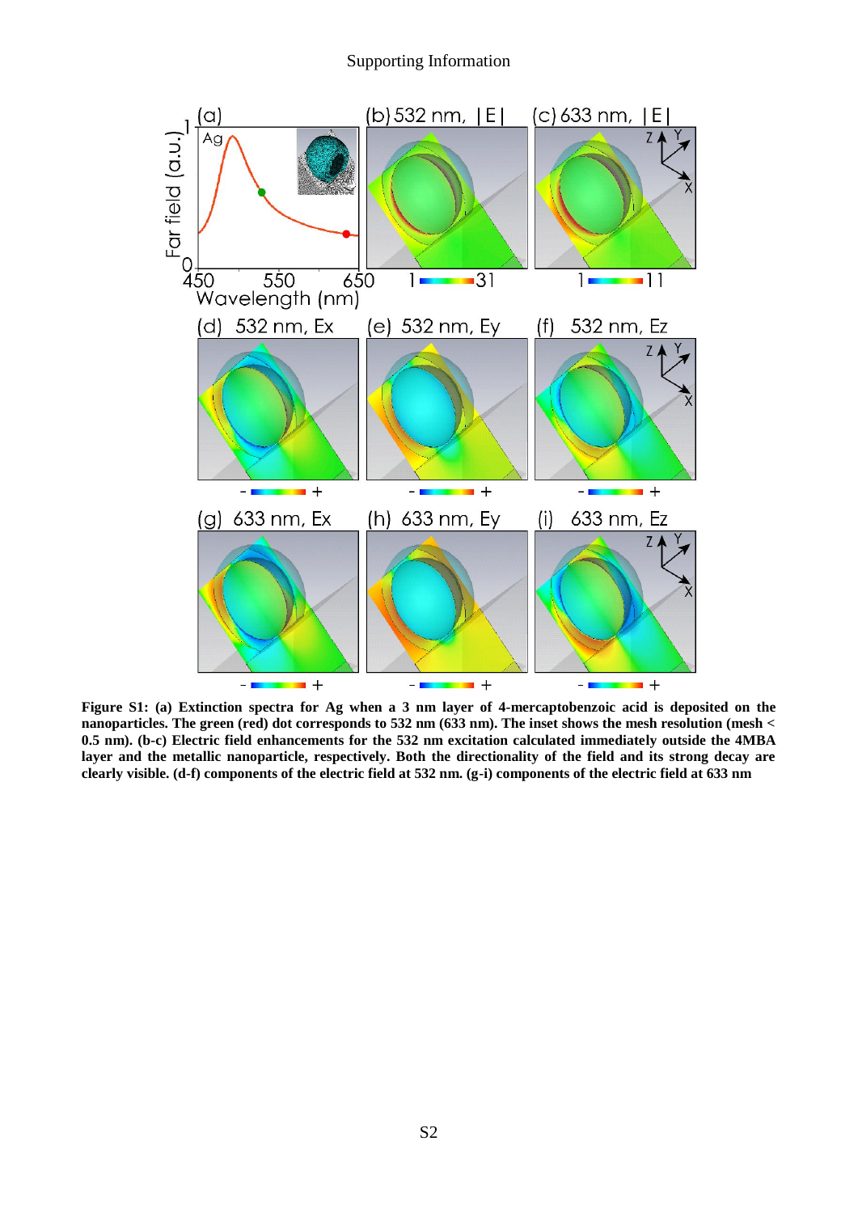**Figure S1: (a) Extinction spectra for Ag when a 3 nm layer of 4-mercaptobenzoic acid is deposited on the nanoparticles. The green (red) dot corresponds to 532 nm (633 nm). The inset shows the mesh resolution (mesh < 0.5 nm). (b-c) Electric field enhancements for the 532 nm excitation calculated immediately outside the 4MBA layer and the metallic nanoparticle, respectively. Both the directionality of the field and its strong decay are clearly visible. (d-f) components of the electric field at 532 nm. (g-i) components of the electric field at 633 nm**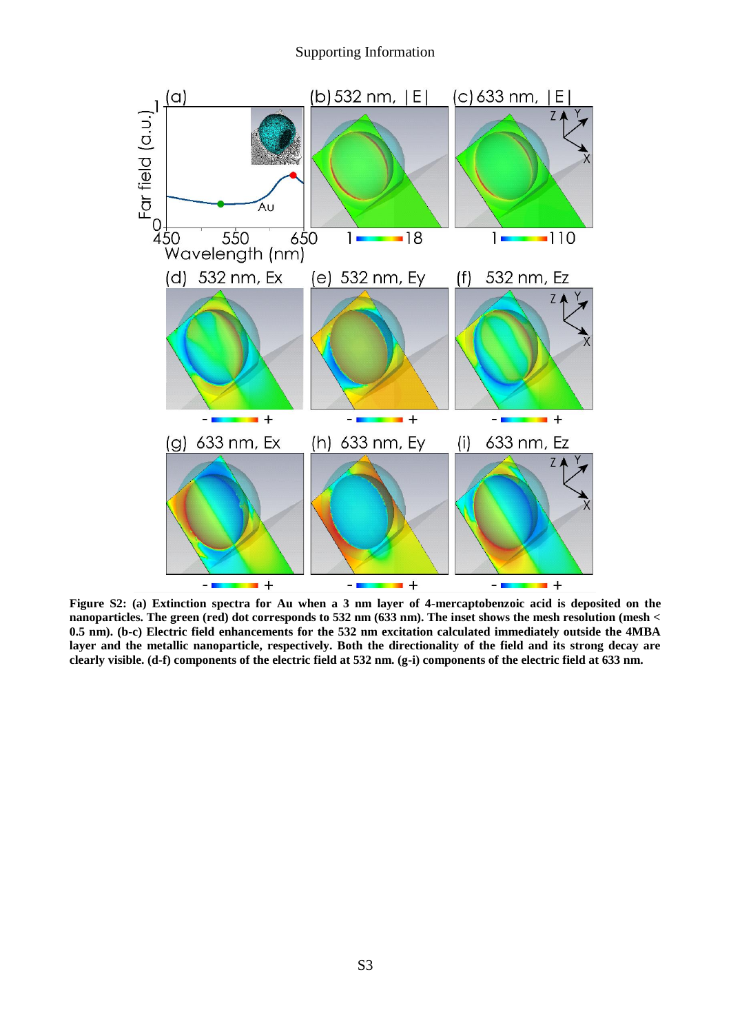**Figure S2: (a) Extinction spectra for Au when a 3 nm layer of 4-mercaptobenzoic acid is deposited on the nanoparticles. The green (red) dot corresponds to 532 nm (633 nm). The inset shows the mesh resolution (mesh < 0.5 nm). (b-c) Electric field enhancements for the 532 nm excitation calculated immediately outside the 4MBA layer and the metallic nanoparticle, respectively. Both the directionality of the field and its strong decay are clearly visible. (d-f) components of the electric field at 532 nm. (g-i) components of the electric field at 633 nm.**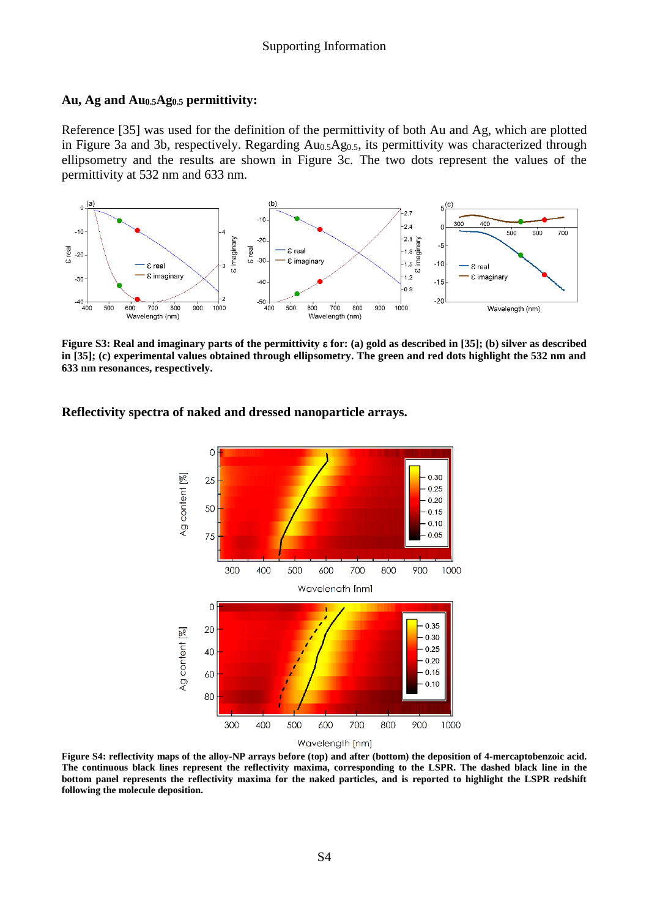## $Au$, $Ag$ and $Au_{0.5}Ag_{0.5}$ permittivity:

Reference [35] was used for the definition of the permittivity of both Au and Ag, which are plotted in Figure 3a and 3b, respectively. Regarding $Au_{0.5}Ag_{0.5}$, its permittivity was characterized through ellipsometry and the results are shown in Figure 3c. The two dots represent the values of the permittivity at 532 nm and 633 nm.

(a)
ε real
ε imaginary
0
-10
-20
-30
-40
4
3
2
400 500 600 700 800 900 1000
Wavelength (nm)

(b)
ε real
ε imaginary
-10
-20
-30
-40
-50
2.7
2.4
2.1
1.8
1.5
1.2
0.9
400 500 600 700 800 900 1000
Wavelength (nm)

(c)
ε real
ε imaginary
5
0
-5
-10
-15
-20
300 400 500 600 700
Wavelength (nm)

**Figure S3: Real and imaginary parts of the permittivity ε for: (a) gold as described in [35]; (b) silver as described in [35]; (c) experimental values obtained through ellipsometry. The green and red dots highlight the 532 nm and 633 nm resonances, respectively.**

## Reflectivity spectra of naked and dressed nanoparticle arrays.

Ag content [%]
0
25
50
75
300 400 500 600 700 800 900 1000
Wavelength [nm]
0.30
0.25
0.20
0.15
0.10
0.05

Ag content [%]
0
20
40
60
80
300 400 500 600 700 800 900 1000
Wavelength [nm]
0.35
0.30
0.25
0.20
0.15
0.10

**Figure S4: reflectivity maps of the alloy-NP arrays before (top) and after (bottom) the deposition of 4-mercaptobenzoic acid. The continuous black lines represent the reflectivity maxima, corresponding to the LSPR. The dashed black line in the bottom panel represents the reflectivity maxima for the naked particles, and is reported to highlight the LSPR redshift following the molecule deposition.**